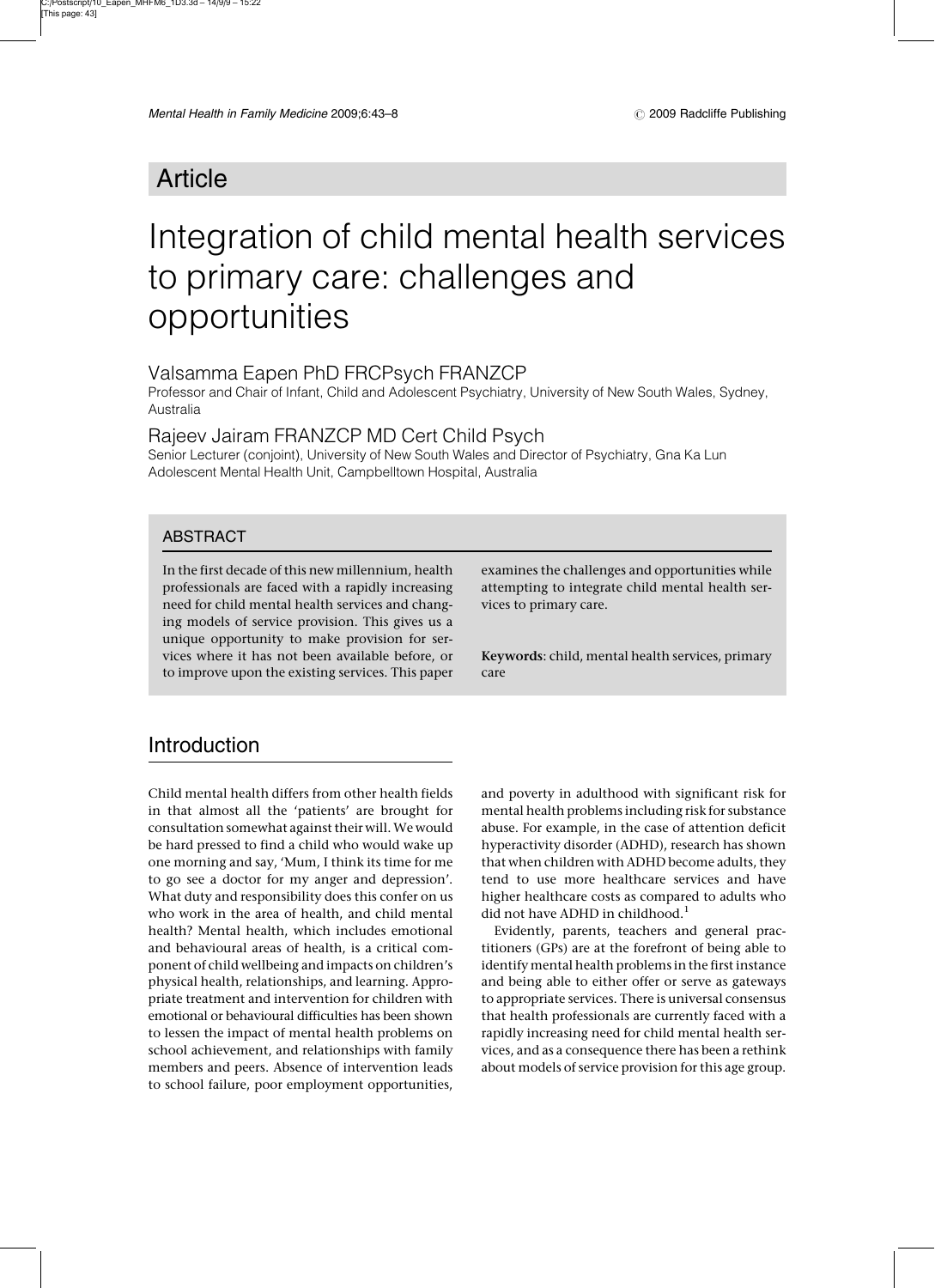# Article

# Integration of child mental health services to primary care: challenges and opportunities

## Valsamma Eapen PhD FRCPsych FRANZCP

Professor and Chair of Infant, Child and Adolescent Psychiatry, University of New South Wales, Sydney, Australia

## Rajeev Jairam FRANZCP MD Cert Child Psych

Senior Lecturer (conjoint), University of New South Wales and Director of Psychiatry, Gna Ka Lun Adolescent Mental Health Unit, Campbelltown Hospital, Australia

## ABSTRACT

In the first decade of this new millennium, health professionals are faced with a rapidly increasing need for child mental health services and changing models of service provision. This gives us a unique opportunity to make provision for services where it has not been available before, or to improve upon the existing services. This paper examines the challenges and opportunities while attempting to integrate child mental health services to primary care.

**Keywords**: child, mental health services, primary care

## Introduction

Child mental health differs from other health fields in that almost all the 'patients' are brought for consultation somewhat against their will. We would be hard pressed to find a child who would wake up one morning and say, 'Mum, I think its time for me to go see a doctor for my anger and depression'. What duty and responsibility does this confer on us who work in the area of health, and child mental health? Mental health, which includes emotional and behavioural areas of health, is a critical component of child wellbeing and impacts on children's physical health, relationships, and learning. Appropriate treatment and intervention for children with emotional or behavioural difficulties has been shown to lessen the impact of mental health problems on school achievement, and relationships with family members and peers. Absence of intervention leads to school failure, poor employment opportunities, and poverty in adulthood with significant risk for mental health problems including risk for substance abuse. For example, in the case of attention deficit hyperactivity disorder (ADHD), research has shown that when children with ADHD become adults, they tend to use more healthcare services and have higher healthcare costs as compared to adults who did not have ADHD in childhood.[1]

Evidently, parents, teachers and general practitioners (GPs) are at the forefront of being able to identify mental health problems in the first instance and being able to either offer or serve as gateways to appropriate services. There is universal consensus that health professionals are currently faced with a rapidly increasing need for child mental health services, and as a consequence there has been a rethink about models of service provision for this age group.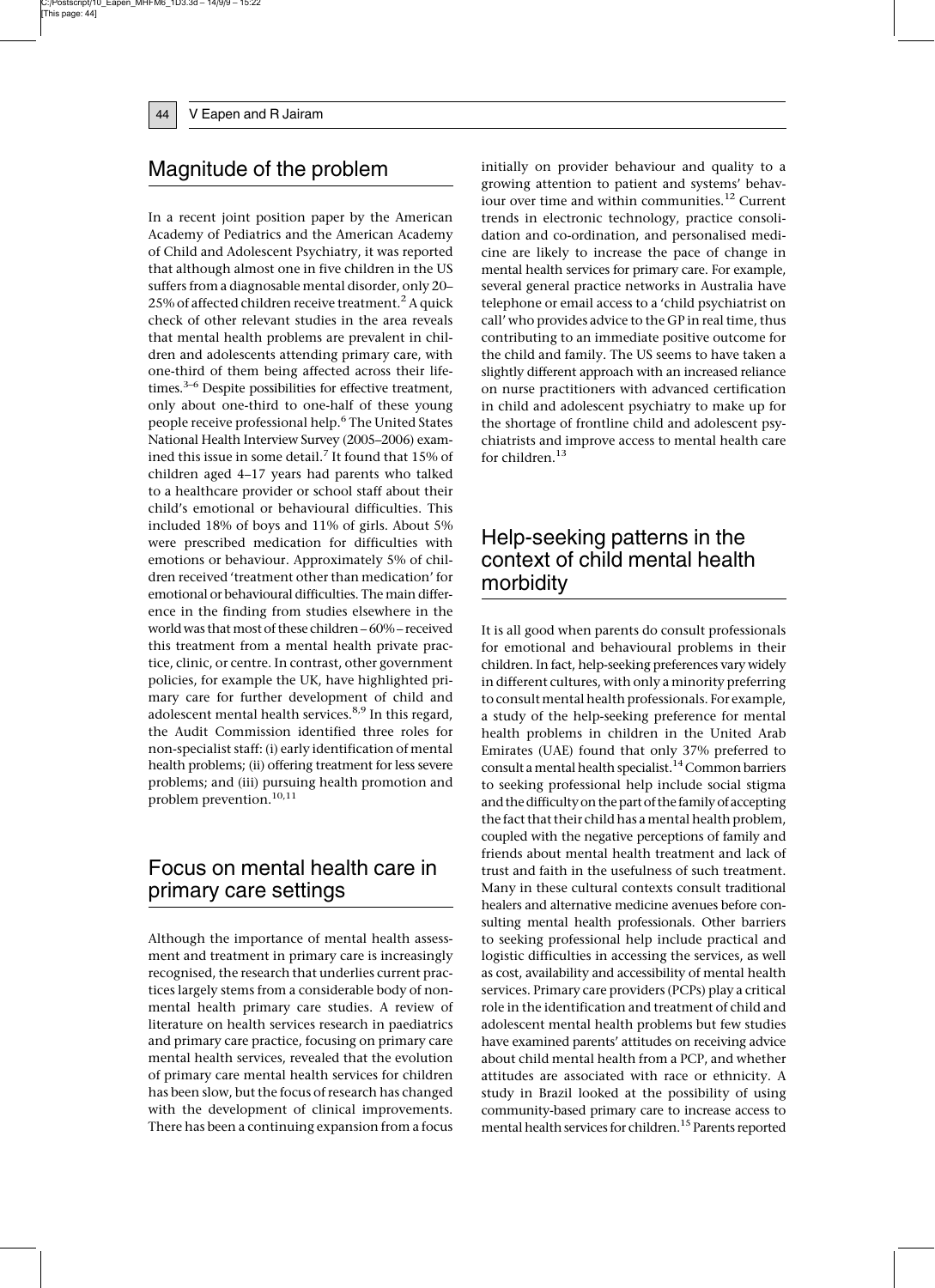## Magnitude of the problem

In a recent joint position paper by the American Academy of Pediatrics and the American Academy of Child and Adolescent Psychiatry, it was reported that although almost one in five children in the US suffers from a diagnosable mental disorder, only 20–25% of affected children receive treatment.[2] A quick check of other relevant studies in the area reveals that mental health problems are prevalent in children and adolescents attending primary care, with one-third of them being affected across their lifetimes.[3–6] Despite possibilities for effective treatment, only about one-third to one-half of these young people receive professional help.[6] The United States National Health Interview Survey (2005–2006) examined this issue in some detail.[7] It found that 15% of children aged 4–17 years had parents who talked to a healthcare provider or school staff about their child's emotional or behavioural difficulties. This included 18% of boys and 11% of girls. About 5% were prescribed medication for difficulties with emotions or behaviour. Approximately 5% of children received 'treatment other than medication' for emotional or behavioural difficulties. The main difference in the finding from studies elsewhere in the world was that most of these children – 60% – received this treatment from a mental health private practice, clinic, or centre. In contrast, other government policies, for example the UK, have highlighted primary care for further development of child and adolescent mental health services.[8,9] In this regard, the Audit Commission identified three roles for non-specialist staff: (i) early identification of mental health problems; (ii) offering treatment for less severe problems; and (iii) pursuing health promotion and problem prevention.[10,11]

## Focus on mental health care in primary care settings

Although the importance of mental health assessment and treatment in primary care is increasingly recognised, the research that underlies current practices largely stems from a considerable body of non-mental health primary care studies. A review of literature on health services research in paediatrics and primary care practice, focusing on primary care mental health services, revealed that the evolution of primary care mental health services for children has been slow, but the focus of research has changed with the development of clinical improvements. There has been a continuing expansion from a focus initially on provider behaviour and quality to a growing attention to patient and systems' behaviour over time and within communities.[12] Current trends in electronic technology, practice consolidation and co-ordination, and personalised medicine are likely to increase the pace of change in mental health services for primary care. For example, several general practice networks in Australia have telephone or email access to a 'child psychiatrist on call' who provides advice to the GP in real time, thus contributing to an immediate positive outcome for the child and family. The US seems to have taken a slightly different approach with an increased reliance on nurse practitioners with advanced certification in child and adolescent psychiatry to make up for the shortage of frontline child and adolescent psychiatrists and improve access to mental health care for children.[13]

## Help-seeking patterns in the context of child mental health morbidity

It is all good when parents do consult professionals for emotional and behavioural problems in their children. In fact, help-seeking preferences vary widely in different cultures, with only a minority preferring to consult mental health professionals. For example, a study of the help-seeking preference for mental health problems in children in the United Arab Emirates (UAE) found that only 37% preferred to consult a mental health specialist.[14] Common barriers to seeking professional help include social stigma and the difficulty on the part of the family of accepting the fact that their child has a mental health problem, coupled with the negative perceptions of family and friends about mental health treatment and lack of trust and faith in the usefulness of such treatment. Many in these cultural contexts consult traditional healers and alternative medicine avenues before consulting mental health professionals. Other barriers to seeking professional help include practical and logistic difficulties in accessing the services, as well as cost, availability and accessibility of mental health services. Primary care providers (PCPs) play a critical role in the identification and treatment of child and adolescent mental health problems but few studies have examined parents' attitudes on receiving advice about child mental health from a PCP, and whether attitudes are associated with race or ethnicity. A study in Brazil looked at the possibility of using community-based primary care to increase access to mental health services for children.[15] Parents reported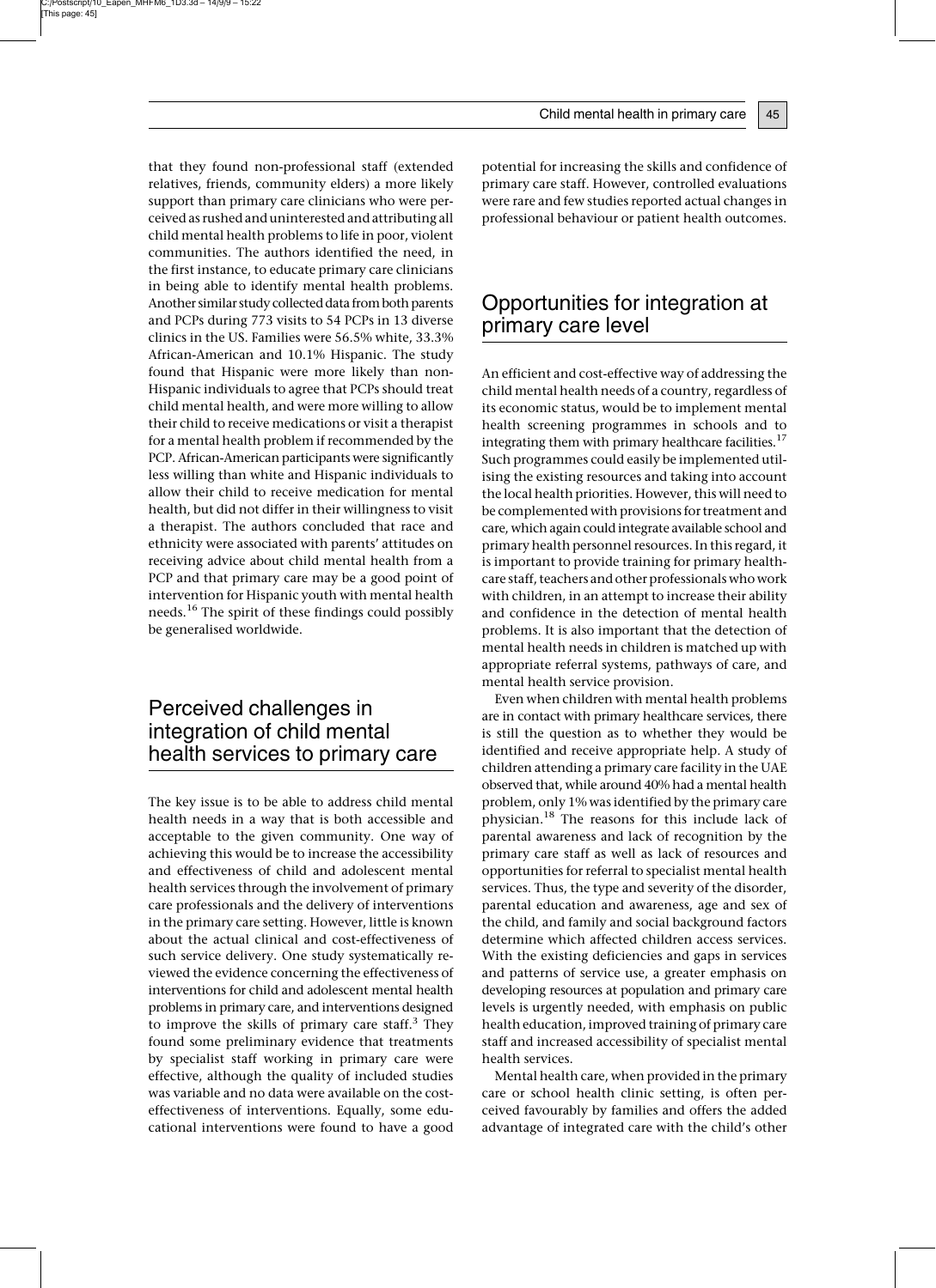that they found non-professional staff (extended relatives, friends, community elders) a more likely support than primary care clinicians who were perceived as rushed and uninterested and attributing all child mental health problems to life in poor, violent communities. The authors identified the need, in the first instance, to educate primary care clinicians in being able to identify mental health problems. Another similar study collected data from both parents and PCPs during 773 visits to 54 PCPs in 13 diverse clinics in the US. Families were 56.5% white, 33.3% African-American and 10.1% Hispanic. The study found that Hispanic were more likely than non-Hispanic individuals to agree that PCPs should treat child mental health, and were more willing to allow their child to receive medications or visit a therapist for a mental health problem if recommended by the PCP. African-American participants were significantly less willing than white and Hispanic individuals to allow their child to receive medication for mental health, but did not differ in their willingness to visit a therapist. The authors concluded that race and ethnicity were associated with parents' attitudes on receiving advice about child mental health from a PCP and that primary care may be a good point of intervention for Hispanic youth with mental health needs.[16] The spirit of these findings could possibly be generalised worldwide.

## Perceived challenges in integration of child mental health services to primary care

The key issue is to be able to address child mental health needs in a way that is both accessible and acceptable to the given community. One way of achieving this would be to increase the accessibility and effectiveness of child and adolescent mental health services through the involvement of primary care professionals and the delivery of interventions in the primary care setting. However, little is known about the actual clinical and cost-effectiveness of such service delivery. One study systematically reviewed the evidence concerning the effectiveness of interventions for child and adolescent mental health problems in primary care, and interventions designed to improve the skills of primary care staff.[3] They found some preliminary evidence that treatments by specialist staff working in primary care were effective, although the quality of included studies was variable and no data were available on the cost-effectiveness of interventions. Equally, some educational interventions were found to have a good potential for increasing the skills and confidence of primary care staff. However, controlled evaluations were rare and few studies reported actual changes in professional behaviour or patient health outcomes.

## Opportunities for integration at primary care level

An efficient and cost-effective way of addressing the child mental health needs of a country, regardless of its economic status, would be to implement mental health screening programmes in schools and to integrating them with primary healthcare facilities.[17] Such programmes could easily be implemented utilising the existing resources and taking into account the local health priorities. However, this will need to be complemented with provisions for treatment and care, which again could integrate available school and primary health personnel resources. In this regard, it is important to provide training for primary healthcare staff, teachers and other professionals who work with children, in an attempt to increase their ability and confidence in the detection of mental health problems. It is also important that the detection of mental health needs in children is matched up with appropriate referral systems, pathways of care, and mental health service provision.

Even when children with mental health problems are in contact with primary healthcare services, there is still the question as to whether they would be identified and receive appropriate help. A study of children attending a primary care facility in the UAE observed that, while around 40% had a mental health problem, only 1% was identified by the primary care physician.[18] The reasons for this include lack of parental awareness and lack of recognition by the primary care staff as well as lack of resources and opportunities for referral to specialist mental health services. Thus, the type and severity of the disorder, parental education and awareness, age and sex of the child, and family and social background factors determine which affected children access services. With the existing deficiencies and gaps in services and patterns of service use, a greater emphasis on developing resources at population and primary care levels is urgently needed, with emphasis on public health education, improved training of primary care staff and increased accessibility of specialist mental health services.

Mental health care, when provided in the primary care or school health clinic setting, is often perceived favourably by families and offers the added advantage of integrated care with the child's other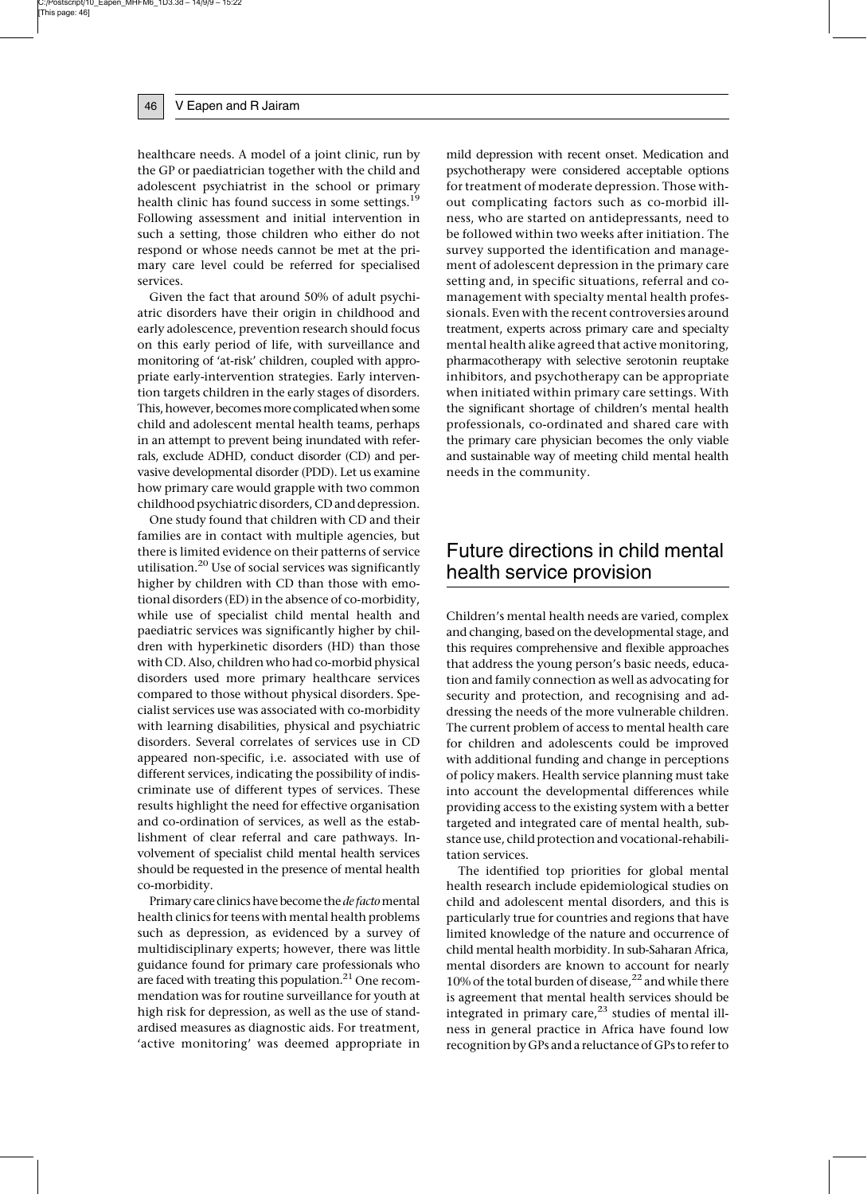healthcare needs. A model of a joint clinic, run by the GP or paediatrician together with the child and adolescent psychiatrist in the school or primary health clinic has found success in some settings.[19] Following assessment and initial intervention in such a setting, those children who either do not respond or whose needs cannot be met at the primary care level could be referred for specialised services.

Given the fact that around 50% of adult psychiatric disorders have their origin in childhood and early adolescence, prevention research should focus on this early period of life, with surveillance and monitoring of 'at-risk' children, coupled with appropriate early-intervention strategies. Early intervention targets children in the early stages of disorders. This, however, becomes more complicated when some child and adolescent mental health teams, perhaps in an attempt to prevent being inundated with referrals, exclude ADHD, conduct disorder (CD) and pervasive developmental disorder (PDD). Let us examine how primary care would grapple with two common childhood psychiatric disorders, CD and depression.

One study found that children with CD and their families are in contact with multiple agencies, but there is limited evidence on their patterns of service utilisation.[20] Use of social services was significantly higher by children with CD than those with emotional disorders (ED) in the absence of co-morbidity, while use of specialist child mental health and paediatric services was significantly higher by children with hyperkinetic disorders (HD) than those with CD. Also, children who had co-morbid physical disorders used more primary healthcare services compared to those without physical disorders. Specialist services use was associated with co-morbidity with learning disabilities, physical and psychiatric disorders. Several correlates of services use in CD appeared non-specific, i.e. associated with use of different services, indicating the possibility of indiscriminate use of different types of services. These results highlight the need for effective organisation and co-ordination of services, as well as the establishment of clear referral and care pathways. Involvement of specialist child mental health services should be requested in the presence of mental health co-morbidity.

Primary care clinics have become the *de facto* mental health clinics for teens with mental health problems such as depression, as evidenced by a survey of multidisciplinary experts; however, there was little guidance found for primary care professionals who are faced with treating this population.[21] One recommendation was for routine surveillance for youth at high risk for depression, as well as the use of standardised measures as diagnostic aids. For treatment, 'active monitoring' was deemed appropriate in mild depression with recent onset. Medication and psychotherapy were considered acceptable options for treatment of moderate depression. Those without complicating factors such as co-morbid illness, who are started on antidepressants, need to be followed within two weeks after initiation. The survey supported the identification and management of adolescent depression in the primary care setting and, in specific situations, referral and co-management with specialty mental health professionals. Even with the recent controversies around treatment, experts across primary care and specialty mental health alike agreed that active monitoring, pharmacotherapy with selective serotonin reuptake inhibitors, and psychotherapy can be appropriate when initiated within primary care settings. With the significant shortage of children's mental health professionals, co-ordinated and shared care with the primary care physician becomes the only viable and sustainable way of meeting child mental health needs in the community.

## Future directions in child mental health service provision

Children's mental health needs are varied, complex and changing, based on the developmental stage, and this requires comprehensive and flexible approaches that address the young person's basic needs, education and family connection as well as advocating for security and protection, and recognising and addressing the needs of the more vulnerable children. The current problem of access to mental health care for children and adolescents could be improved with additional funding and change in perceptions of policy makers. Health service planning must take into account the developmental differences while providing access to the existing system with a better targeted and integrated care of mental health, substance use, child protection and vocational-rehabilitation services.

The identified top priorities for global mental health research include epidemiological studies on child and adolescent mental disorders, and this is particularly true for countries and regions that have limited knowledge of the nature and occurrence of child mental health morbidity. In sub-Saharan Africa, mental disorders are known to account for nearly 10% of the total burden of disease,[22] and while there is agreement that mental health services should be integrated in primary care,[23] studies of mental illness in general practice in Africa have found low recognition by GPs and a reluctance of GPs to refer to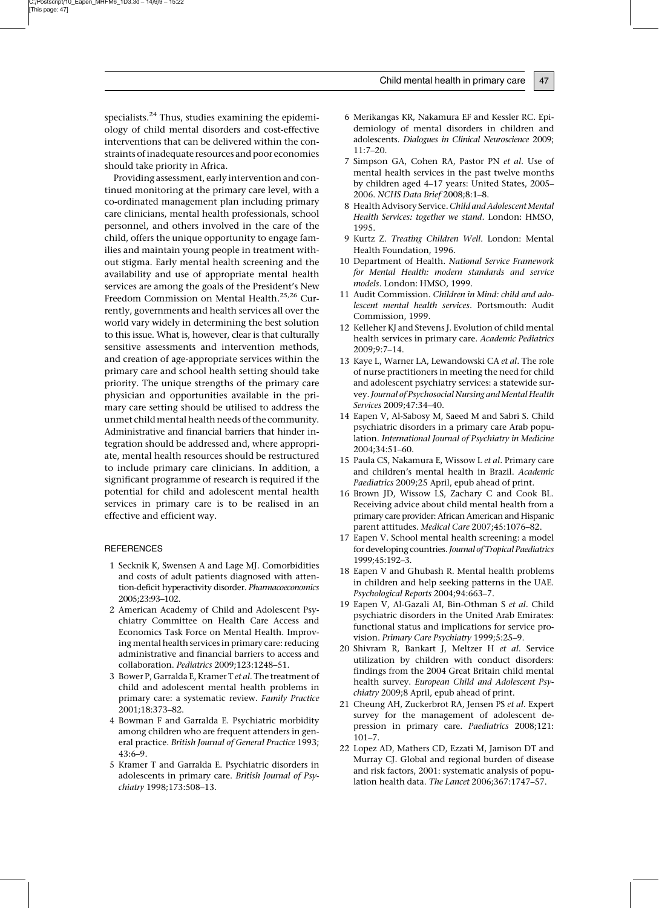specialists.[24] Thus, studies examining the epidemiology of child mental disorders and cost-effective interventions that can be delivered within the constraints of inadequate resources and poor economies should take priority in Africa.

Providing assessment, early intervention and continued monitoring at the primary care level, with a co-ordinated management plan including primary care clinicians, mental health professionals, school personnel, and others involved in the care of the child, offers the unique opportunity to engage families and maintain young people in treatment without stigma. Early mental health screening and the availability and use of appropriate mental health services are among the goals of the President's New Freedom Commission on Mental Health.[25,26] Currently, governments and health services all over the world vary widely in determining the best solution to this issue. What is, however, clear is that culturally sensitive assessments and intervention methods, and creation of age-appropriate services within the primary care and school health setting should take priority. The unique strengths of the primary care physician and opportunities available in the primary care setting should be utilised to address the unmet child mental health needs of the community. Administrative and financial barriers that hinder integration should be addressed and, where appropriate, mental health resources should be restructured to include primary care clinicians. In addition, a significant programme of research is required if the potential for child and adolescent mental health services in primary care is to be realised in an effective and efficient way.

## REFERENCES

1. Secknik K, Swensen A and Lage MJ. Comorbidities and costs of adult patients diagnosed with attention-deficit hyperactivity disorder. *Pharmacoeconomics* 2005;23:93–102.
2. American Academy of Child and Adolescent Psychiatry Committee on Health Care Access and Economics Task Force on Mental Health. Improving mental health services in primary care: reducing administrative and financial barriers to access and collaboration. *Pediatrics* 2009;123:1248–51.
3. Bower P, Garralda E, Kramer T *et al*. The treatment of child and adolescent mental health problems in primary care: a systematic review. *Family Practice* 2001;18:373–82.
4. Bowman F and Garralda E. Psychiatric morbidity among children who are frequent attenders in general practice. *British Journal of General Practice* 1993; 43:6–9.
5. Kramer T and Garralda E. Psychiatric disorders in adolescents in primary care. *British Journal of Psychiatry* 1998;173:508–13.
6. Merikangas KR, Nakamura EF and Kessler RC. Epidemiology of mental disorders in children and adolescents. *Dialogues in Clinical Neuroscience* 2009; 11:7–20.
7. Simpson GA, Cohen RA, Pastor PN *et al*. Use of mental health services in the past twelve months by children aged 4–17 years: United States, 2005–2006. *NCHS Data Brief* 2008;8:1–8.
8. Health Advisory Service. *Child and Adolescent Mental Health Services: together we stand*. London: HMSO, 1995.
9. Kurtz Z. *Treating Children Well*. London: Mental Health Foundation, 1996.
10. Department of Health. *National Service Framework for Mental Health: modern standards and service models*. London: HMSO, 1999.
11. Audit Commission. *Children in Mind: child and adolescent mental health services*. Portsmouth: Audit Commission, 1999.
12. Kelleher KJ and Stevens J. Evolution of child mental health services in primary care. *Academic Pediatrics* 2009;9:7–14.
13. Kaye L, Warner LA, Lewandowski CA *et al*. The role of nurse practitioners in meeting the need for child and adolescent psychiatry services: a statewide survey. *Journal of Psychosocial Nursing and Mental Health Services* 2009;47:34–40.
14. Eapen V, Al-Sabosy M, Saeed M and Sabri S. Child psychiatric disorders in a primary care Arab population. *International Journal of Psychiatry in Medicine* 2004;34:51–60.
15. Paula CS, Nakamura E, Wissow L *et al*. Primary care and children's mental health in Brazil. *Academic Paediatrics* 2009;25 April, epub ahead of print.
16. Brown JD, Wissow LS, Zachary C and Cook BL. Receiving advice about child mental health from a primary care provider: African American and Hispanic parent attitudes. *Medical Care* 2007;45:1076–82.
17. Eapen V. School mental health screening: a model for developing countries. *Journal of Tropical Paediatrics* 1999;45:192–3.
18. Eapen V and Ghubash R. Mental health problems in children and help seeking patterns in the UAE. *Psychological Reports* 2004;94:663–7.
19. Eapen V, Al-Gazali AI, Bin-Othman S *et al*. Child psychiatric disorders in the United Arab Emirates: functional status and implications for service provision. *Primary Care Psychiatry* 1999;5:25–9.
20. Shivram R, Bankart J, Meltzer H *et al*. Service utilization by children with conduct disorders: findings from the 2004 Great Britain child mental health survey. *European Child and Adolescent Psychiatry* 2009;8 April, epub ahead of print.
21. Cheung AH, Zuckerbrot RA, Jensen PS *et al*. Expert survey for the management of adolescent depression in primary care. *Paediatrics* 2008;121: 101–7.
22. Lopez AD, Mathers CD, Ezzati M, Jamison DT and Murray CJ. Global and regional burden of disease and risk factors, 2001: systematic analysis of population health data. *The Lancet* 2006;367:1747–57.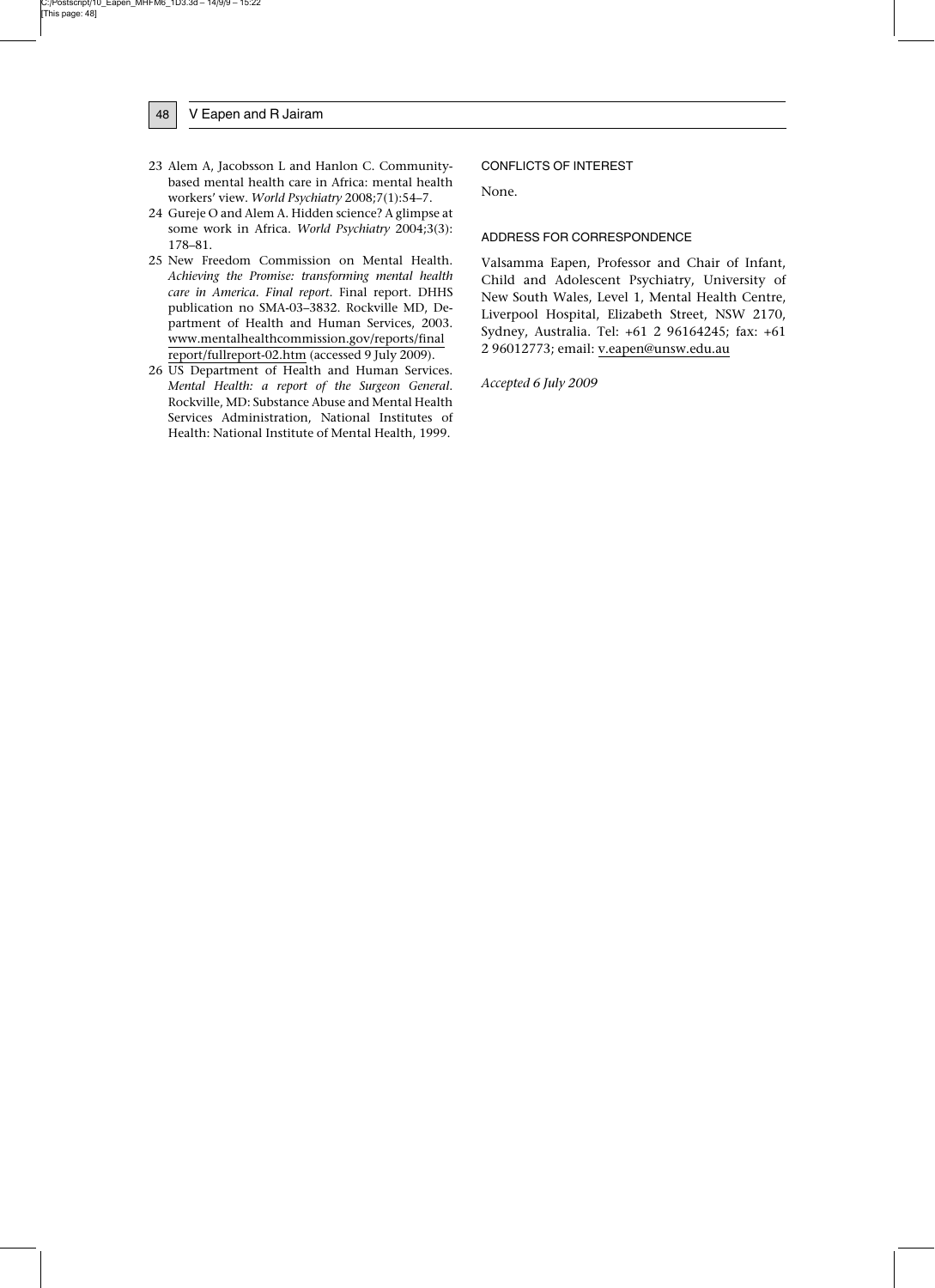23 Alem A, Jacobsson L and Hanlon C. Community-based mental health care in Africa: mental health workers' view. *World Psychiatry* 2008;7(1):54–7.

24 Gureje O and Alem A. Hidden science? A glimpse at some work in Africa. *World Psychiatry* 2004;3(3): 178–81.

25 New Freedom Commission on Mental Health. *Achieving the Promise: transforming mental health care in America. Final report.* Final report. DHHS publication no SMA-03–3832. Rockville MD, Department of Health and Human Services, 2003. www.mentalhealthcommission.gov/reports/finalreport/fullreport-02.htm (accessed 9 July 2009).

26 US Department of Health and Human Services. *Mental Health: a report of the Surgeon General.* Rockville, MD: Substance Abuse and Mental Health Services Administration, National Institutes of Health: National Institute of Mental Health, 1999.

## CONFLICTS OF INTEREST

None.

## ADDRESS FOR CORRESPONDENCE

Valsamma Eapen, Professor and Chair of Infant, Child and Adolescent Psychiatry, University of New South Wales, Level 1, Mental Health Centre, Liverpool Hospital, Elizabeth Street, NSW 2170, Sydney, Australia. Tel: +61 2 96164245; fax: +61 2 96012773; email: v.eapen@unsw.edu.au

*Accepted 6 July 2009*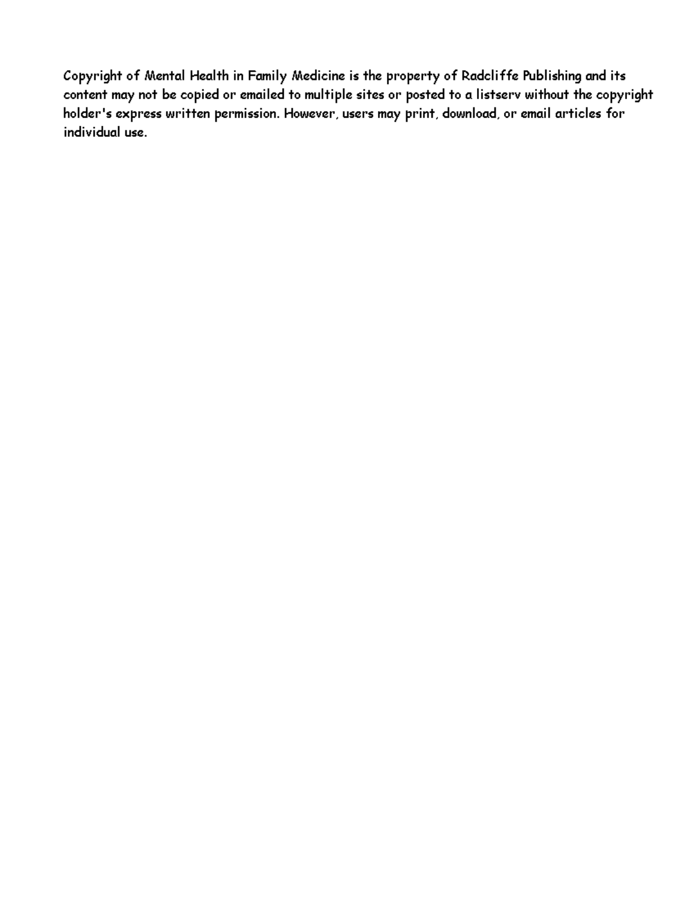Copyright of Mental Health in Family Medicine is the property of Radcliffe Publishing and its content may not be copied or emailed to multiple sites or posted to a listserv without the copyright holder's express written permission. However, users may print, download, or email articles for individual use.